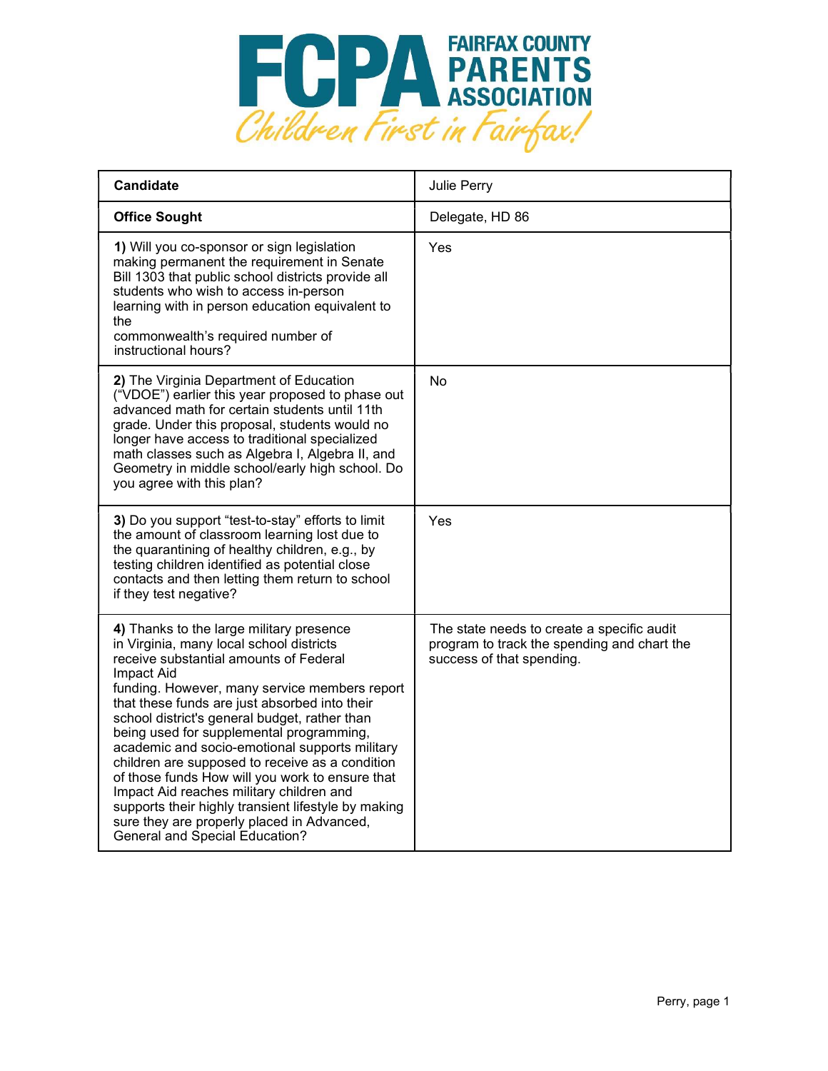# FCPA FAIRFAX COUNTY PARENTS ASSOCIATION

*Children First in Fairfax!*

| **Candidate** | Julie Perry |
|---|---|
| **Office Sought** | Delegate, HD 86 |
| **1)** Will you co-sponsor or sign legislation making permanent the requirement in Senate Bill 1303 that public school districts provide all students who wish to access in-person learning with in person education equivalent to the commonwealth's required number of instructional hours? | Yes |
| **2)** The Virginia Department of Education ("VDOE") earlier this year proposed to phase out advanced math for certain students until 11th grade. Under this proposal, students would no longer have access to traditional specialized math classes such as Algebra I, Algebra II, and Geometry in middle school/early high school. Do you agree with this plan? | No |
| **3)** Do you support "test-to-stay" efforts to limit the amount of classroom learning lost due to the quarantining of healthy children, e.g., by testing children identified as potential close contacts and then letting them return to school if they test negative? | Yes |
| **4)** Thanks to the large military presence in Virginia, many local school districts receive substantial amounts of Federal Impact Aid funding. However, many service members report that these funds are just absorbed into their school district's general budget, rather than being used for supplemental programming, academic and socio-emotional supports military children are supposed to receive as a condition of those funds How will you work to ensure that Impact Aid reaches military children and supports their highly transient lifestyle by making sure they are properly placed in Advanced, General and Special Education? | The state needs to create a specific audit program to track the spending and chart the success of that spending. |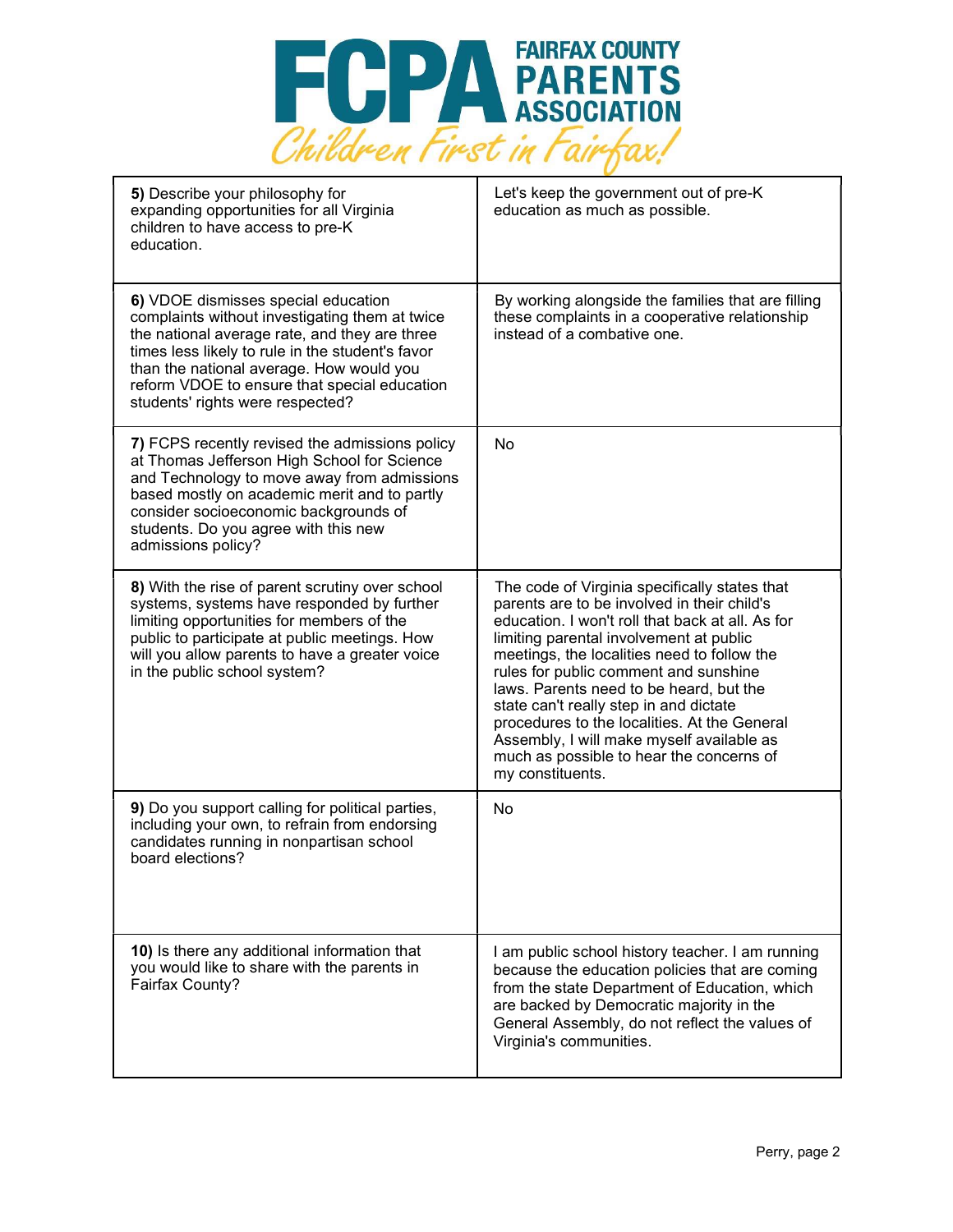FCPA FAIRFAX COUNTY PARENTS ASSOCIATION

*Children First in Fairfax!*

| | |
|---|---|
| **5)** Describe your philosophy for expanding opportunities for all Virginia children to have access to pre-K education. | Let's keep the government out of pre-K education as much as possible. |
| **6)** VDOE dismisses special education complaints without investigating them at twice the national average rate, and they are three times less likely to rule in the student's favor than the national average. How would you reform VDOE to ensure that special education students' rights were respected? | By working alongside the families that are filling these complaints in a cooperative relationship instead of a combative one. |
| **7)** FCPS recently revised the admissions policy at Thomas Jefferson High School for Science and Technology to move away from admissions based mostly on academic merit and to partly consider socioeconomic backgrounds of students. Do you agree with this new admissions policy? | No |
| **8)** With the rise of parent scrutiny over school systems, systems have responded by further limiting opportunities for members of the public to participate at public meetings. How will you allow parents to have a greater voice in the public school system? | The code of Virginia specifically states that parents are to be involved in their child's education. I won't roll that back at all. As for limiting parental involvement at public meetings, the localities need to follow the rules for public comment and sunshine laws. Parents need to be heard, but the state can't really step in and dictate procedures to the localities. At the General Assembly, I will make myself available as much as possible to hear the concerns of my constituents. |
| **9)** Do you support calling for political parties, including your own, to refrain from endorsing candidates running in nonpartisan school board elections? | No |
| **10)** Is there any additional information that you would like to share with the parents in Fairfax County? | I am public school history teacher. I am running because the education policies that are coming from the state Department of Education, which are backed by Democratic majority in the General Assembly, do not reflect the values of Virginia's communities. |